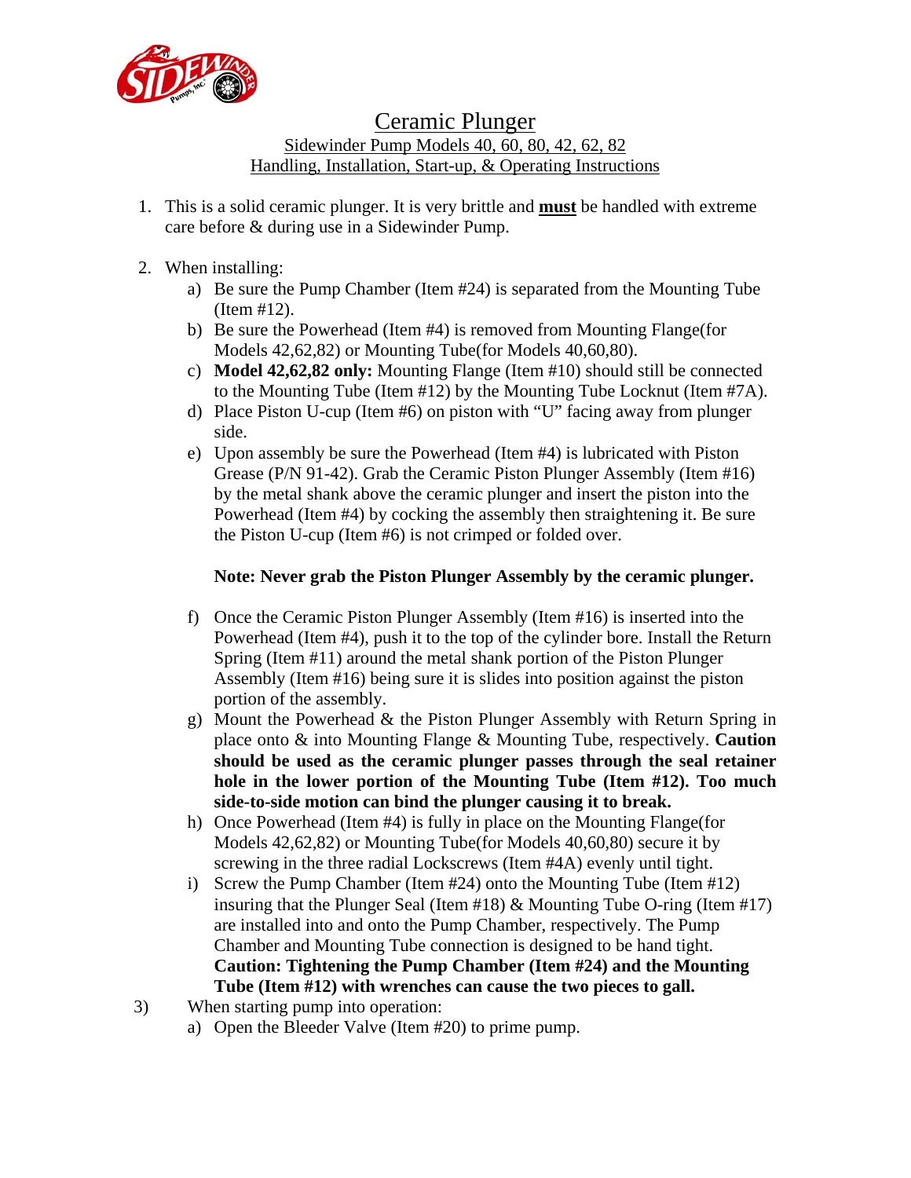# Ceramic Plunger

## Sidewinder Pump Models 40, 60, 80, 42, 62, 82

## Handling, Installation, Start-up, & Operating Instructions

1. This is a solid ceramic plunger. It is very brittle and **must** be handled with extreme care before & during use in a Sidewinder Pump.

2. When installing:
   a) Be sure the Pump Chamber (Item #24) is separated from the Mounting Tube (Item #12).
   b) Be sure the Powerhead (Item #4) is removed from Mounting Flange(for Models 42,62,82) or Mounting Tube(for Models 40,60,80).
   c) **Model 42,62,82 only:** Mounting Flange (Item #10) should still be connected to the Mounting Tube (Item #12) by the Mounting Tube Locknut (Item #7A).
   d) Place Piston U-cup (Item #6) on piston with "U" facing away from plunger side.
   e) Upon assembly be sure the Powerhead (Item #4) is lubricated with Piston Grease (P/N 91-42). Grab the Ceramic Piston Plunger Assembly (Item #16) by the metal shank above the ceramic plunger and insert the piston into the Powerhead (Item #4) by cocking the assembly then straightening it. Be sure the Piston U-cup (Item #6) is not crimped or folded over.

      **Note: Never grab the Piston Plunger Assembly by the ceramic plunger.**

   f) Once the Ceramic Piston Plunger Assembly (Item #16) is inserted into the Powerhead (Item #4), push it to the top of the cylinder bore. Install the Return Spring (Item #11) around the metal shank portion of the Piston Plunger Assembly (Item #16) being sure it is slides into position against the piston portion of the assembly.
   g) Mount the Powerhead & the Piston Plunger Assembly with Return Spring in place onto & into Mounting Flange & Mounting Tube, respectively. **Caution should be used as the ceramic plunger passes through the seal retainer hole in the lower portion of the Mounting Tube (Item #12). Too much side-to-side motion can bind the plunger causing it to break.**
   h) Once Powerhead (Item #4) is fully in place on the Mounting Flange(for Models 42,62,82) or Mounting Tube(for Models 40,60,80) secure it by screwing in the three radial Lockscrews (Item #4A) evenly until tight.
   i) Screw the Pump Chamber (Item #24) onto the Mounting Tube (Item #12) insuring that the Plunger Seal (Item #18) & Mounting Tube O-ring (Item #17) are installed into and onto the Pump Chamber, respectively. The Pump Chamber and Mounting Tube connection is designed to be hand tight. **Caution: Tightening the Pump Chamber (Item #24) and the Mounting Tube (Item #12) with wrenches can cause the two pieces to gall.**

3) When starting pump into operation:
   a) Open the Bleeder Valve (Item #20) to prime pump.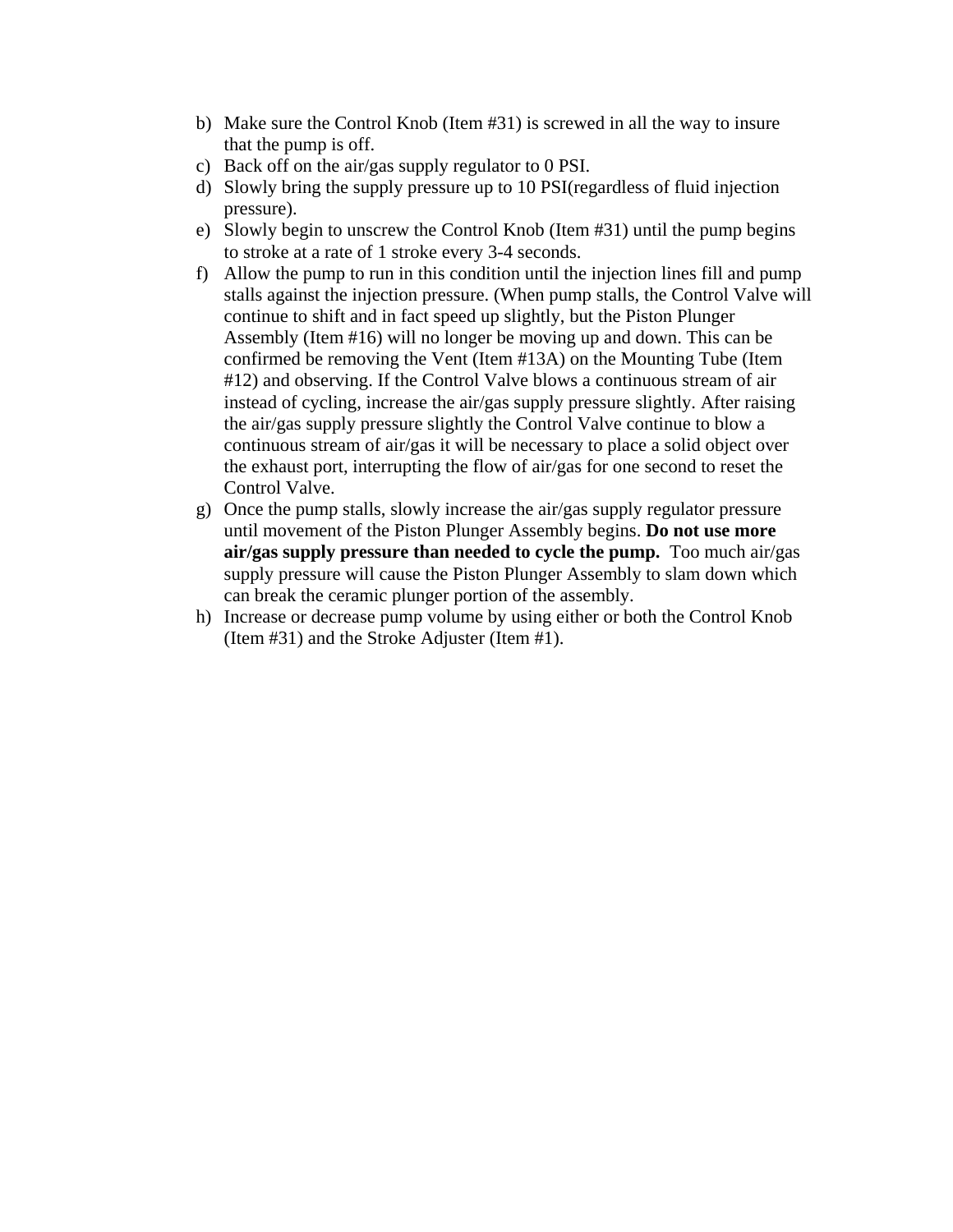b) Make sure the Control Knob (Item #31) is screwed in all the way to insure that the pump is off.
c) Back off on the air/gas supply regulator to 0 PSI.
d) Slowly bring the supply pressure up to 10 PSI(regardless of fluid injection pressure).
e) Slowly begin to unscrew the Control Knob (Item #31) until the pump begins to stroke at a rate of 1 stroke every 3-4 seconds.
f) Allow the pump to run in this condition until the injection lines fill and pump stalls against the injection pressure. (When pump stalls, the Control Valve will continue to shift and in fact speed up slightly, but the Piston Plunger Assembly (Item #16) will no longer be moving up and down. This can be confirmed be removing the Vent (Item #13A) on the Mounting Tube (Item #12) and observing. If the Control Valve blows a continuous stream of air instead of cycling, increase the air/gas supply pressure slightly. After raising the air/gas supply pressure slightly the Control Valve continue to blow a continuous stream of air/gas it will be necessary to place a solid object over the exhaust port, interrupting the flow of air/gas for one second to reset the Control Valve.
g) Once the pump stalls, slowly increase the air/gas supply regulator pressure until movement of the Piston Plunger Assembly begins. **Do not use more air/gas supply pressure than needed to cycle the pump.** Too much air/gas supply pressure will cause the Piston Plunger Assembly to slam down which can break the ceramic plunger portion of the assembly.
h) Increase or decrease pump volume by using either or both the Control Knob (Item #31) and the Stroke Adjuster (Item #1).